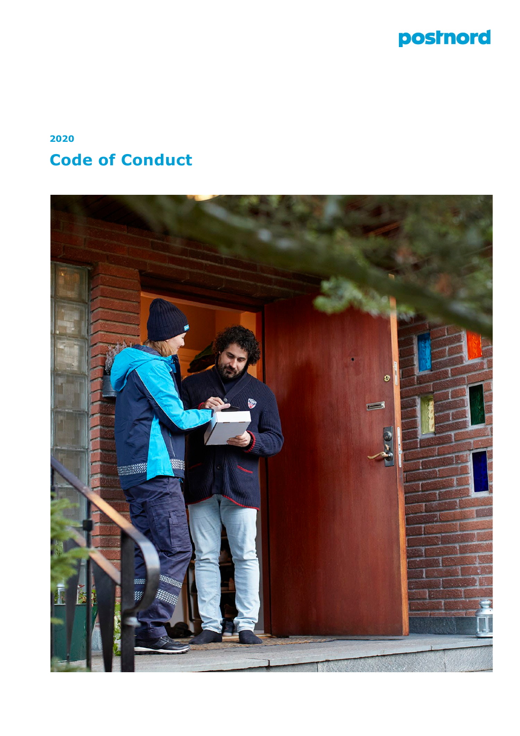postnord

2020

# Code of Conduct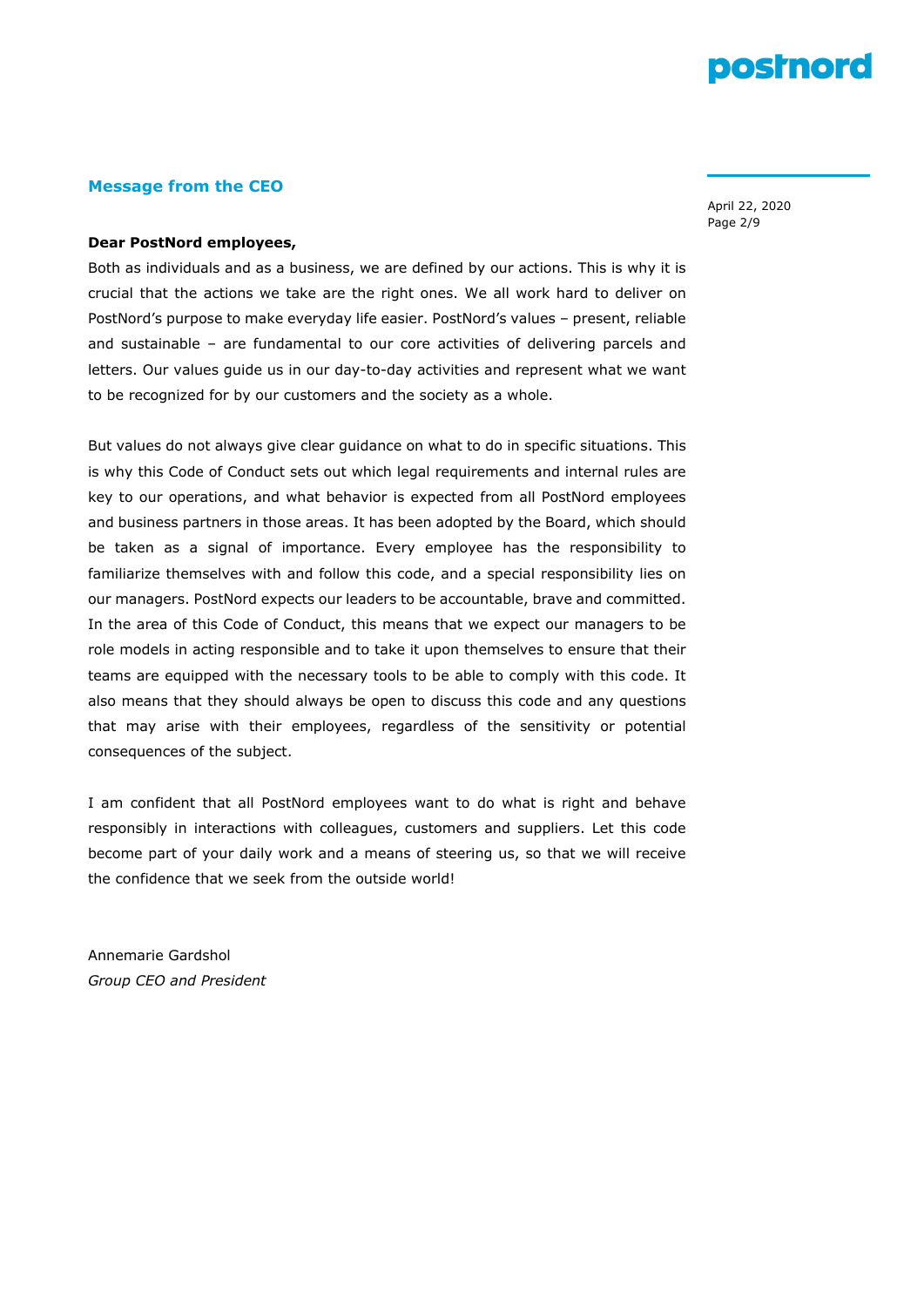## Message from the CEO

**Dear PostNord employees,**

Both as individuals and as a business, we are defined by our actions. This is why it is crucial that the actions we take are the right ones. We all work hard to deliver on PostNord's purpose to make everyday life easier. PostNord's values – present, reliable and sustainable – are fundamental to our core activities of delivering parcels and letters. Our values guide us in our day-to-day activities and represent what we want to be recognized for by our customers and the society as a whole.

But values do not always give clear guidance on what to do in specific situations. This is why this Code of Conduct sets out which legal requirements and internal rules are key to our operations, and what behavior is expected from all PostNord employees and business partners in those areas. It has been adopted by the Board, which should be taken as a signal of importance. Every employee has the responsibility to familiarize themselves with and follow this code, and a special responsibility lies on our managers. PostNord expects our leaders to be accountable, brave and committed. In the area of this Code of Conduct, this means that we expect our managers to be role models in acting responsible and to take it upon themselves to ensure that their teams are equipped with the necessary tools to be able to comply with this code. It also means that they should always be open to discuss this code and any questions that may arise with their employees, regardless of the sensitivity or potential consequences of the subject.

I am confident that all PostNord employees want to do what is right and behave responsibly in interactions with colleagues, customers and suppliers. Let this code become part of your daily work and a means of steering us, so that we will receive the confidence that we seek from the outside world!

Annemarie Gardshol
*Group CEO and President*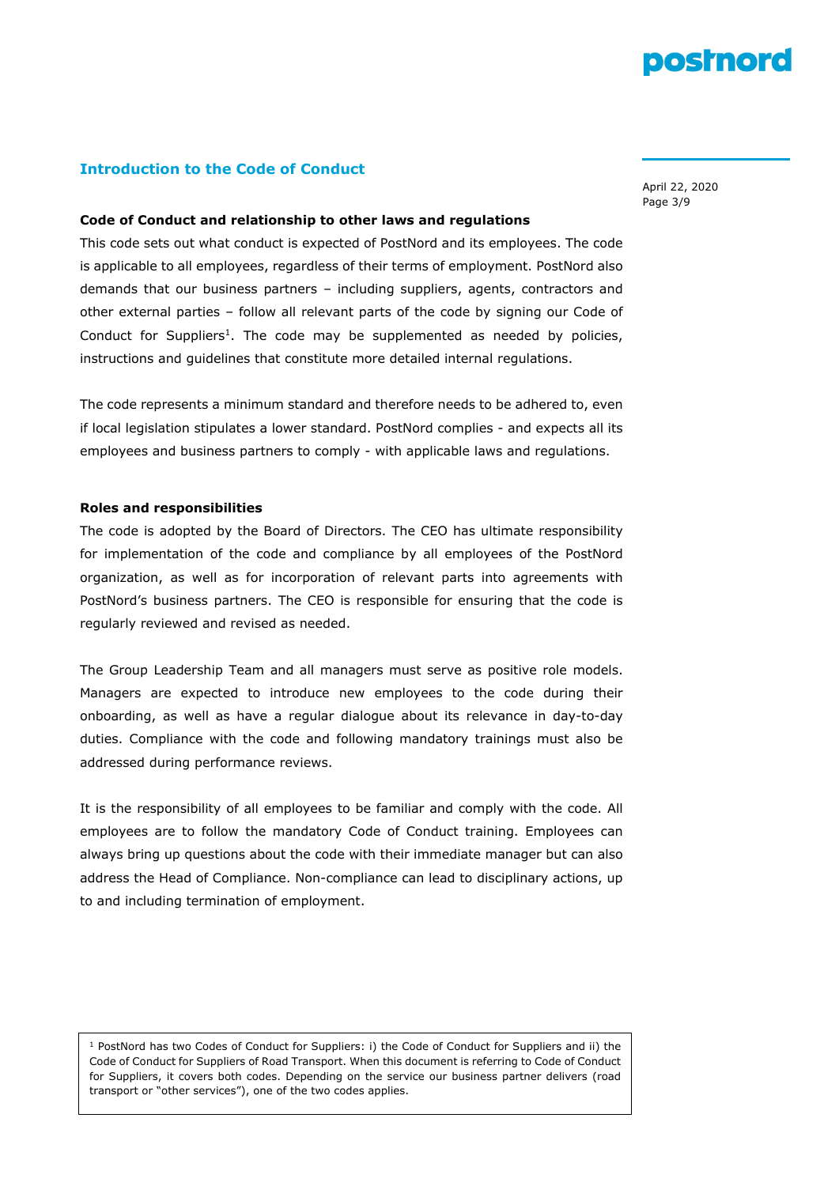## Introduction to the Code of Conduct

### Code of Conduct and relationship to other laws and regulations

This code sets out what conduct is expected of PostNord and its employees. The code is applicable to all employees, regardless of their terms of employment. PostNord also demands that our business partners – including suppliers, agents, contractors and other external parties – follow all relevant parts of the code by signing our Code of Conduct for Suppliers[1]. The code may be supplemented as needed by policies, instructions and guidelines that constitute more detailed internal regulations.

The code represents a minimum standard and therefore needs to be adhered to, even if local legislation stipulates a lower standard. PostNord complies - and expects all its employees and business partners to comply - with applicable laws and regulations.

### Roles and responsibilities

The code is adopted by the Board of Directors. The CEO has ultimate responsibility for implementation of the code and compliance by all employees of the PostNord organization, as well as for incorporation of relevant parts into agreements with PostNord's business partners. The CEO is responsible for ensuring that the code is regularly reviewed and revised as needed.

The Group Leadership Team and all managers must serve as positive role models. Managers are expected to introduce new employees to the code during their onboarding, as well as have a regular dialogue about its relevance in day-to-day duties. Compliance with the code and following mandatory trainings must also be addressed during performance reviews.

It is the responsibility of all employees to be familiar and comply with the code. All employees are to follow the mandatory Code of Conduct training. Employees can always bring up questions about the code with their immediate manager but can also address the Head of Compliance. Non-compliance can lead to disciplinary actions, up to and including termination of employment.

[1] PostNord has two Codes of Conduct for Suppliers: i) the Code of Conduct for Suppliers and ii) the Code of Conduct for Suppliers of Road Transport. When this document is referring to Code of Conduct for Suppliers, it covers both codes. Depending on the service our business partner delivers (road transport or "other services"), one of the two codes applies.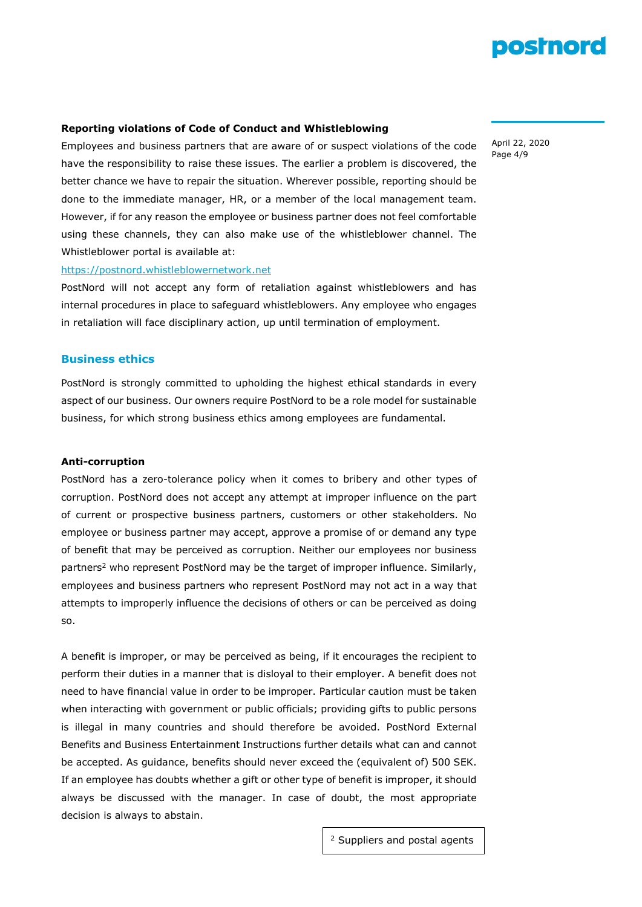**Reporting violations of Code of Conduct and Whistleblowing**

Employees and business partners that are aware of or suspect violations of the code have the responsibility to raise these issues. The earlier a problem is discovered, the better chance we have to repair the situation. Wherever possible, reporting should be done to the immediate manager, HR, or a member of the local management team. However, if for any reason the employee or business partner does not feel comfortable using these channels, they can also make use of the whistleblower channel. The Whistleblower portal is available at:

https://postnord.whistleblowernetwork.net

PostNord will not accept any form of retaliation against whistleblowers and has internal procedures in place to safeguard whistleblowers. Any employee who engages in retaliation will face disciplinary action, up until termination of employment.

## Business ethics

PostNord is strongly committed to upholding the highest ethical standards in every aspect of our business. Our owners require PostNord to be a role model for sustainable business, for which strong business ethics among employees are fundamental.

**Anti-corruption**

PostNord has a zero-tolerance policy when it comes to bribery and other types of corruption. PostNord does not accept any attempt at improper influence on the part of current or prospective business partners, customers or other stakeholders. No employee or business partner may accept, approve a promise of or demand any type of benefit that may be perceived as corruption. Neither our employees nor business partners[2] who represent PostNord may be the target of improper influence. Similarly, employees and business partners who represent PostNord may not act in a way that attempts to improperly influence the decisions of others or can be perceived as doing so.

A benefit is improper, or may be perceived as being, if it encourages the recipient to perform their duties in a manner that is disloyal to their employer. A benefit does not need to have financial value in order to be improper. Particular caution must be taken when interacting with government or public officials; providing gifts to public persons is illegal in many countries and should therefore be avoided. PostNord External Benefits and Business Entertainment Instructions further details what can and cannot be accepted. As guidance, benefits should never exceed the (equivalent of) 500 SEK. If an employee has doubts whether a gift or other type of benefit is improper, it should always be discussed with the manager. In case of doubt, the most appropriate decision is always to abstain.

[2] Suppliers and postal agents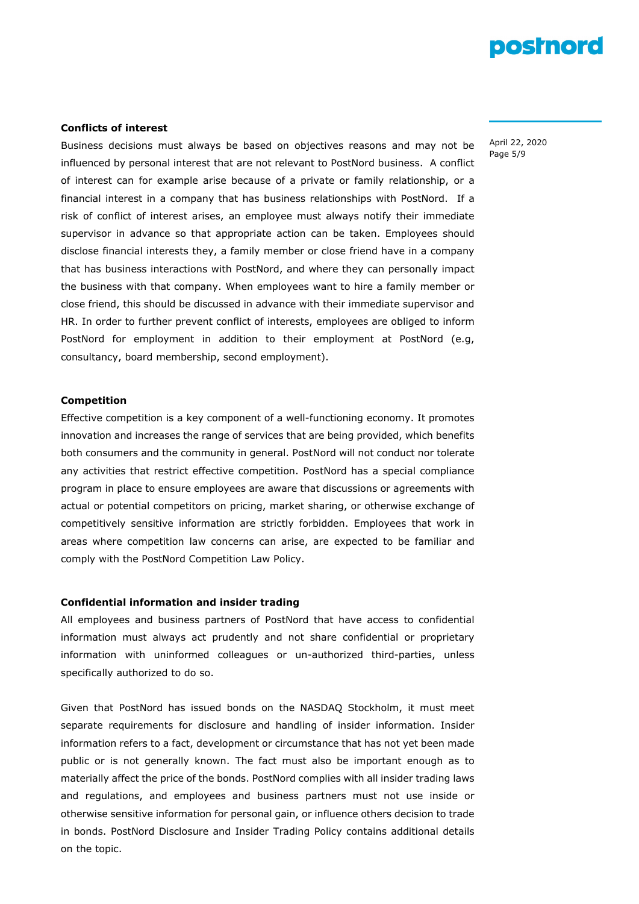**Conflicts of interest**

Business decisions must always be based on objectives reasons and may not be influenced by personal interest that are not relevant to PostNord business. A conflict of interest can for example arise because of a private or family relationship, or a financial interest in a company that has business relationships with PostNord. If a risk of conflict of interest arises, an employee must always notify their immediate supervisor in advance so that appropriate action can be taken. Employees should disclose financial interests they, a family member or close friend have in a company that has business interactions with PostNord, and where they can personally impact the business with that company. When employees want to hire a family member or close friend, this should be discussed in advance with their immediate supervisor and HR. In order to further prevent conflict of interests, employees are obliged to inform PostNord for employment in addition to their employment at PostNord (e.g, consultancy, board membership, second employment).

**Competition**

Effective competition is a key component of a well-functioning economy. It promotes innovation and increases the range of services that are being provided, which benefits both consumers and the community in general. PostNord will not conduct nor tolerate any activities that restrict effective competition. PostNord has a special compliance program in place to ensure employees are aware that discussions or agreements with actual or potential competitors on pricing, market sharing, or otherwise exchange of competitively sensitive information are strictly forbidden. Employees that work in areas where competition law concerns can arise, are expected to be familiar and comply with the PostNord Competition Law Policy.

**Confidential information and insider trading**

All employees and business partners of PostNord that have access to confidential information must always act prudently and not share confidential or proprietary information with uninformed colleagues or un-authorized third-parties, unless specifically authorized to do so.

Given that PostNord has issued bonds on the NASDAQ Stockholm, it must meet separate requirements for disclosure and handling of insider information. Insider information refers to a fact, development or circumstance that has not yet been made public or is not generally known. The fact must also be important enough as to materially affect the price of the bonds. PostNord complies with all insider trading laws and regulations, and employees and business partners must not use inside or otherwise sensitive information for personal gain, or influence others decision to trade in bonds. PostNord Disclosure and Insider Trading Policy contains additional details on the topic.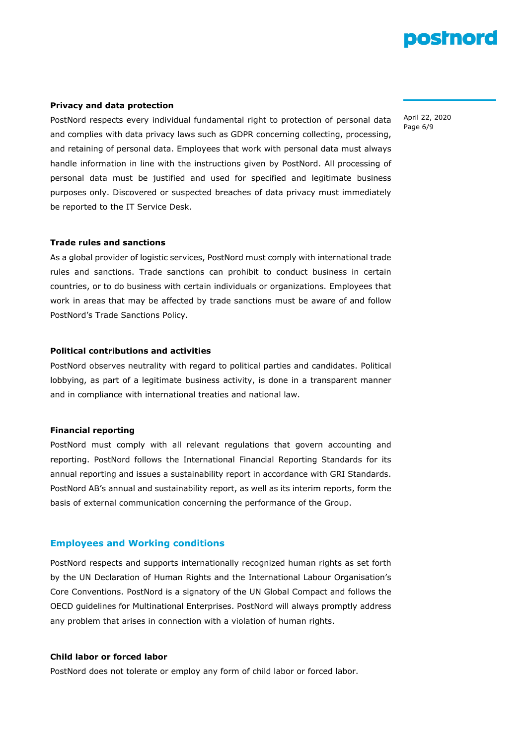### Privacy and data protection

PostNord respects every individual fundamental right to protection of personal data and complies with data privacy laws such as GDPR concerning collecting, processing, and retaining of personal data. Employees that work with personal data must always handle information in line with the instructions given by PostNord. All processing of personal data must be justified and used for specified and legitimate business purposes only. Discovered or suspected breaches of data privacy must immediately be reported to the IT Service Desk.

### Trade rules and sanctions

As a global provider of logistic services, PostNord must comply with international trade rules and sanctions. Trade sanctions can prohibit to conduct business in certain countries, or to do business with certain individuals or organizations. Employees that work in areas that may be affected by trade sanctions must be aware of and follow PostNord's Trade Sanctions Policy.

### Political contributions and activities

PostNord observes neutrality with regard to political parties and candidates. Political lobbying, as part of a legitimate business activity, is done in a transparent manner and in compliance with international treaties and national law.

### Financial reporting

PostNord must comply with all relevant regulations that govern accounting and reporting. PostNord follows the International Financial Reporting Standards for its annual reporting and issues a sustainability report in accordance with GRI Standards. PostNord AB's annual and sustainability report, as well as its interim reports, form the basis of external communication concerning the performance of the Group.

## Employees and Working conditions

PostNord respects and supports internationally recognized human rights as set forth by the UN Declaration of Human Rights and the International Labour Organisation's Core Conventions. PostNord is a signatory of the UN Global Compact and follows the OECD guidelines for Multinational Enterprises. PostNord will always promptly address any problem that arises in connection with a violation of human rights.

### Child labor or forced labor

PostNord does not tolerate or employ any form of child labor or forced labor.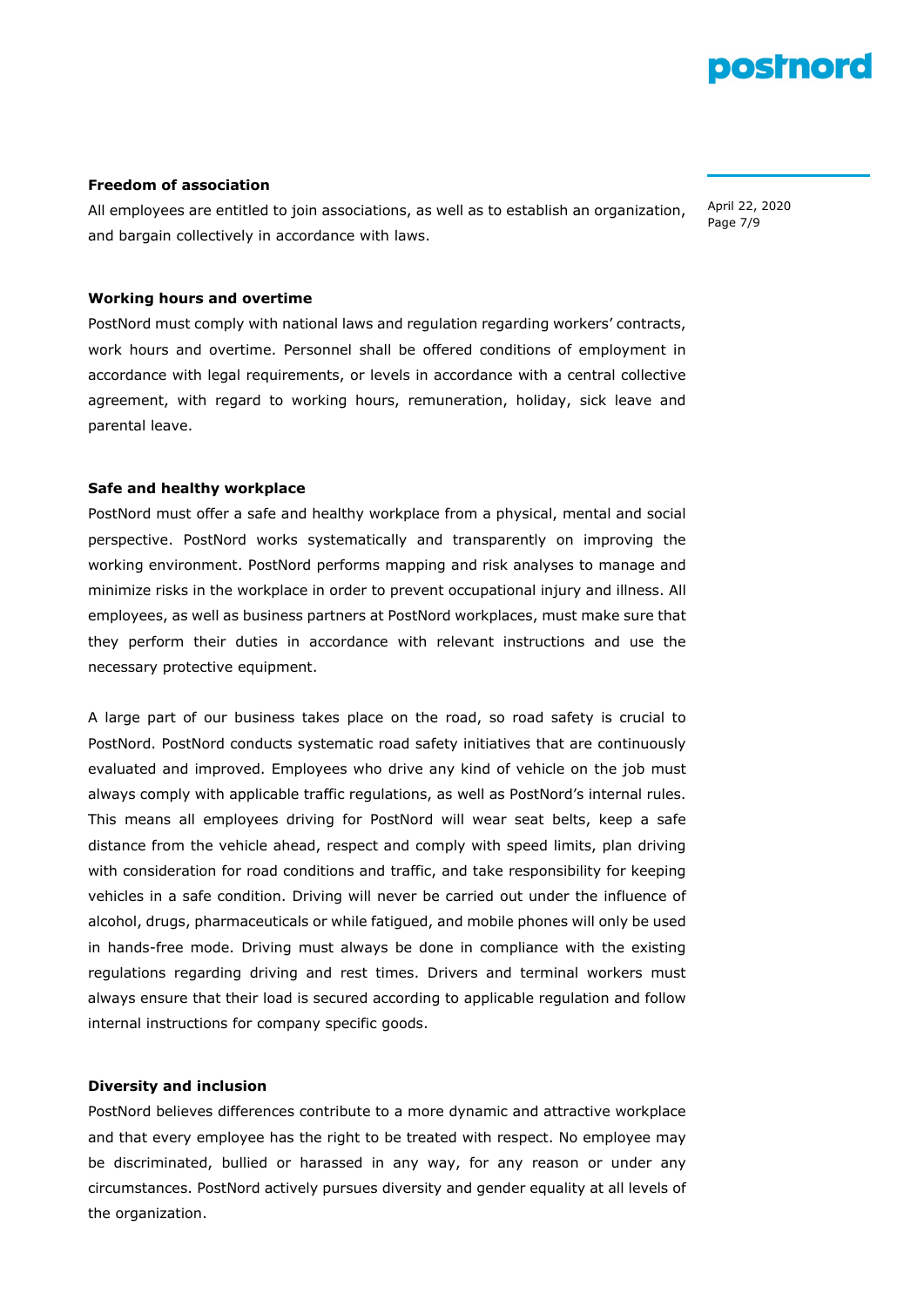**Freedom of association**

All employees are entitled to join associations, as well as to establish an organization, and bargain collectively in accordance with laws.

**Working hours and overtime**

PostNord must comply with national laws and regulation regarding workers' contracts, work hours and overtime. Personnel shall be offered conditions of employment in accordance with legal requirements, or levels in accordance with a central collective agreement, with regard to working hours, remuneration, holiday, sick leave and parental leave.

**Safe and healthy workplace**

PostNord must offer a safe and healthy workplace from a physical, mental and social perspective. PostNord works systematically and transparently on improving the working environment. PostNord performs mapping and risk analyses to manage and minimize risks in the workplace in order to prevent occupational injury and illness. All employees, as well as business partners at PostNord workplaces, must make sure that they perform their duties in accordance with relevant instructions and use the necessary protective equipment.

A large part of our business takes place on the road, so road safety is crucial to PostNord. PostNord conducts systematic road safety initiatives that are continuously evaluated and improved. Employees who drive any kind of vehicle on the job must always comply with applicable traffic regulations, as well as PostNord's internal rules. This means all employees driving for PostNord will wear seat belts, keep a safe distance from the vehicle ahead, respect and comply with speed limits, plan driving with consideration for road conditions and traffic, and take responsibility for keeping vehicles in a safe condition. Driving will never be carried out under the influence of alcohol, drugs, pharmaceuticals or while fatigued, and mobile phones will only be used in hands-free mode. Driving must always be done in compliance with the existing regulations regarding driving and rest times. Drivers and terminal workers must always ensure that their load is secured according to applicable regulation and follow internal instructions for company specific goods.

**Diversity and inclusion**

PostNord believes differences contribute to a more dynamic and attractive workplace and that every employee has the right to be treated with respect. No employee may be discriminated, bullied or harassed in any way, for any reason or under any circumstances. PostNord actively pursues diversity and gender equality at all levels of the organization.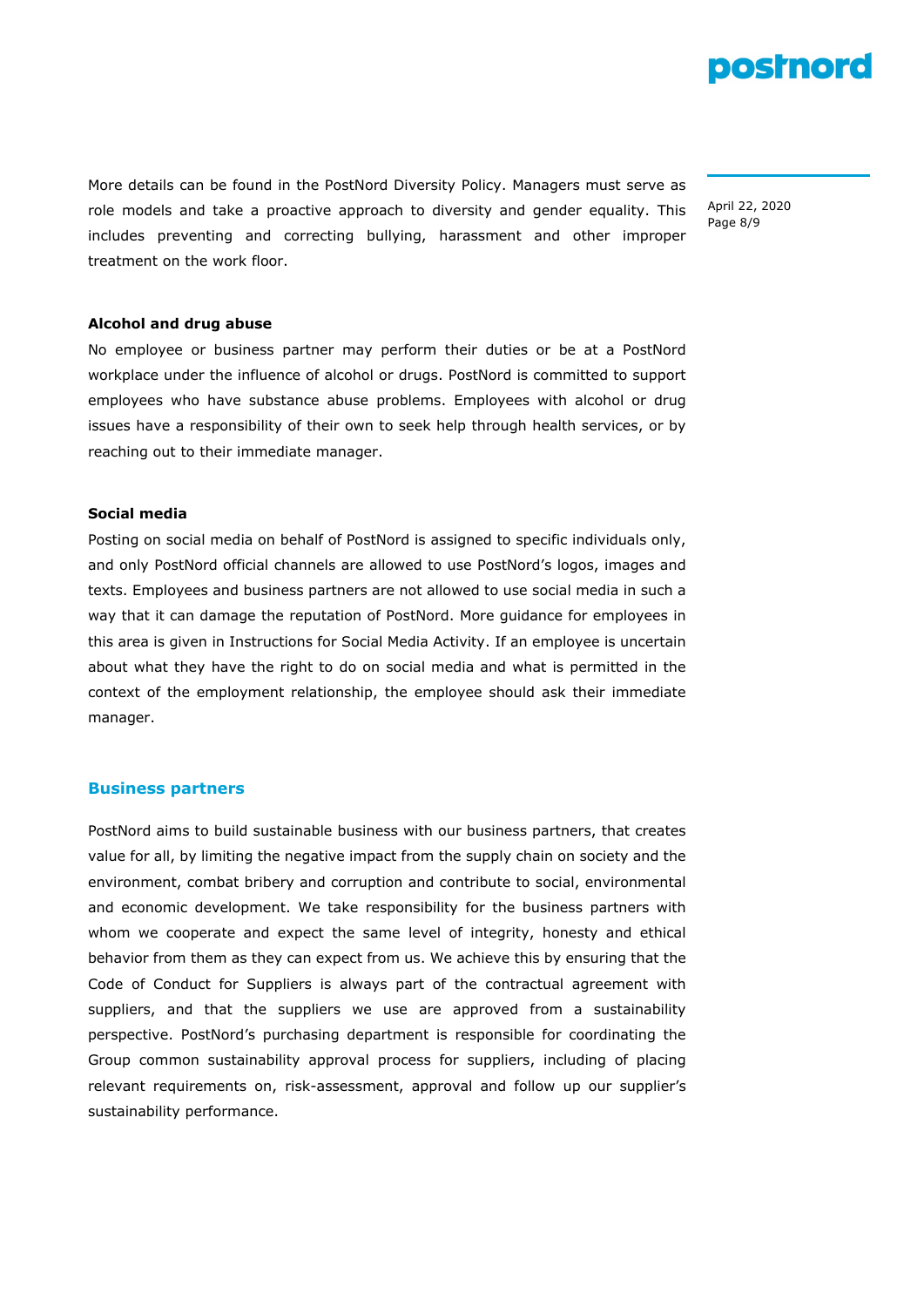More details can be found in the PostNord Diversity Policy. Managers must serve as role models and take a proactive approach to diversity and gender equality. This includes preventing and correcting bullying, harassment and other improper treatment on the work floor.

**Alcohol and drug abuse**

No employee or business partner may perform their duties or be at a PostNord workplace under the influence of alcohol or drugs. PostNord is committed to support employees who have substance abuse problems. Employees with alcohol or drug issues have a responsibility of their own to seek help through health services, or by reaching out to their immediate manager.

**Social media**

Posting on social media on behalf of PostNord is assigned to specific individuals only, and only PostNord official channels are allowed to use PostNord's logos, images and texts. Employees and business partners are not allowed to use social media in such a way that it can damage the reputation of PostNord. More guidance for employees in this area is given in Instructions for Social Media Activity. If an employee is uncertain about what they have the right to do on social media and what is permitted in the context of the employment relationship, the employee should ask their immediate manager.

## Business partners

PostNord aims to build sustainable business with our business partners, that creates value for all, by limiting the negative impact from the supply chain on society and the environment, combat bribery and corruption and contribute to social, environmental and economic development. We take responsibility for the business partners with whom we cooperate and expect the same level of integrity, honesty and ethical behavior from them as they can expect from us. We achieve this by ensuring that the Code of Conduct for Suppliers is always part of the contractual agreement with suppliers, and that the suppliers we use are approved from a sustainability perspective. PostNord's purchasing department is responsible for coordinating the Group common sustainability approval process for suppliers, including of placing relevant requirements on, risk-assessment, approval and follow up our supplier's sustainability performance.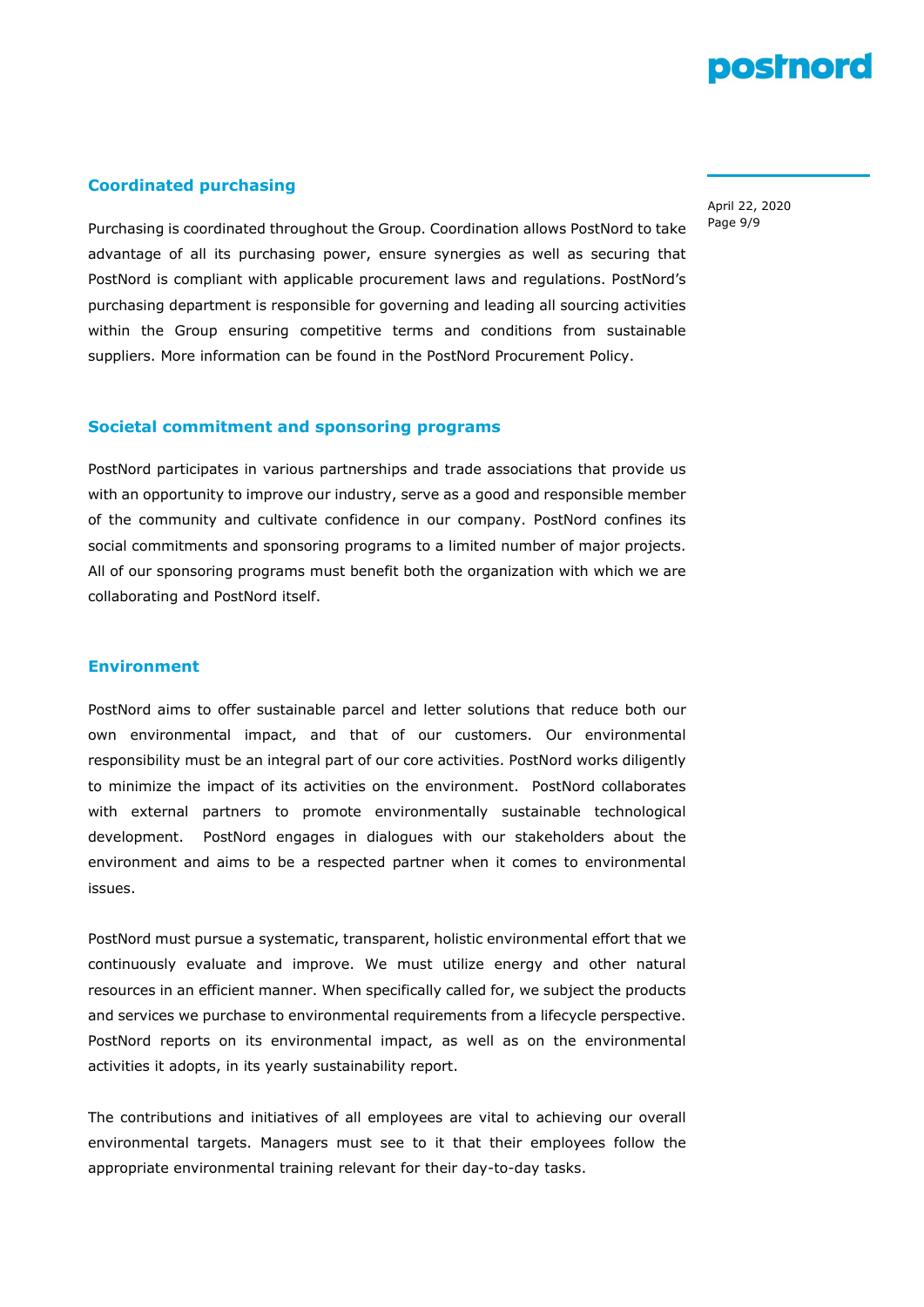## Coordinated purchasing

Purchasing is coordinated throughout the Group. Coordination allows PostNord to take advantage of all its purchasing power, ensure synergies as well as securing that PostNord is compliant with applicable procurement laws and regulations. PostNord's purchasing department is responsible for governing and leading all sourcing activities within the Group ensuring competitive terms and conditions from sustainable suppliers. More information can be found in the PostNord Procurement Policy.

## Societal commitment and sponsoring programs

PostNord participates in various partnerships and trade associations that provide us with an opportunity to improve our industry, serve as a good and responsible member of the community and cultivate confidence in our company. PostNord confines its social commitments and sponsoring programs to a limited number of major projects. All of our sponsoring programs must benefit both the organization with which we are collaborating and PostNord itself.

## Environment

PostNord aims to offer sustainable parcel and letter solutions that reduce both our own environmental impact, and that of our customers. Our environmental responsibility must be an integral part of our core activities. PostNord works diligently to minimize the impact of its activities on the environment. PostNord collaborates with external partners to promote environmentally sustainable technological development. PostNord engages in dialogues with our stakeholders about the environment and aims to be a respected partner when it comes to environmental issues.

PostNord must pursue a systematic, transparent, holistic environmental effort that we continuously evaluate and improve. We must utilize energy and other natural resources in an efficient manner. When specifically called for, we subject the products and services we purchase to environmental requirements from a lifecycle perspective. PostNord reports on its environmental impact, as well as on the environmental activities it adopts, in its yearly sustainability report.

The contributions and initiatives of all employees are vital to achieving our overall environmental targets. Managers must see to it that their employees follow the appropriate environmental training relevant for their day-to-day tasks.